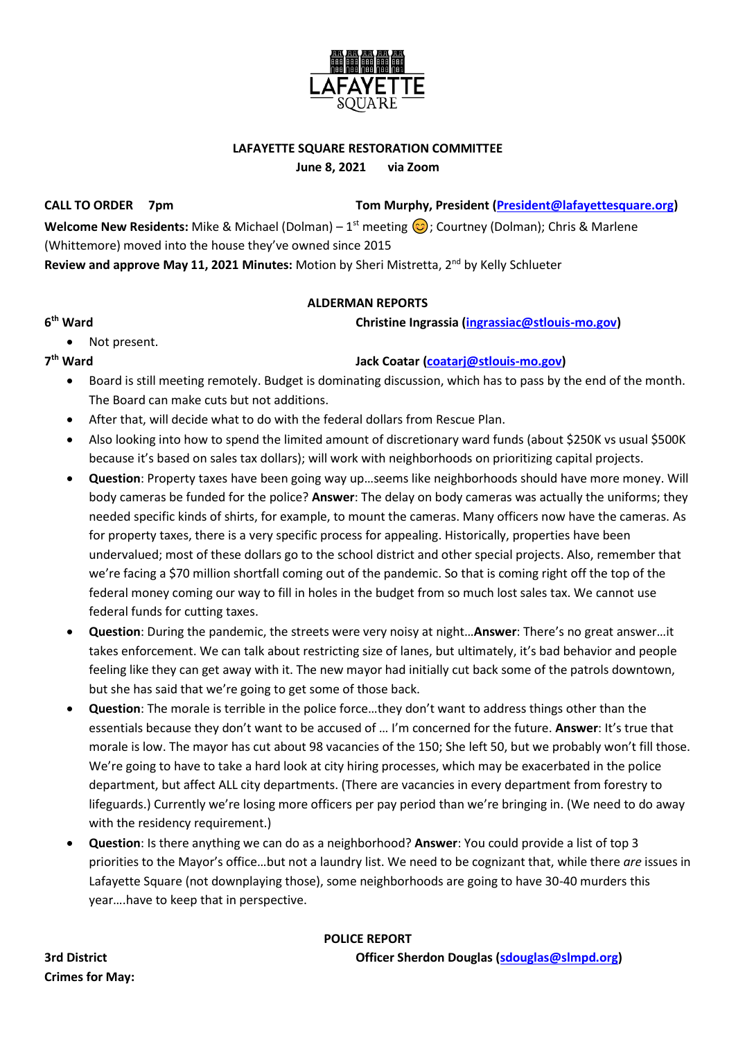**LAFAYETTE SQUARE RESTORATION COMMITTEE**

**June 8, 2021 via Zoom**

**CALL TO ORDER 7pm** **Tom Murphy, President (President@lafayettesquare.org)**

**Welcome New Residents:** Mike & Michael (Dolman) – 1st meeting 😊; Courtney (Dolman); Chris & Marlene (Whittemore) moved into the house they've owned since 2015

**Review and approve May 11, 2021 Minutes:** Motion by Sheri Mistretta, 2nd by Kelly Schlueter

## ALDERMAN REPORTS

**6th Ward** **Christine Ingrassia (ingrassiac@stlouis-mo.gov)**

- Not present.

**7th Ward** **Jack Coatar (coatarj@stlouis-mo.gov)**

- Board is still meeting remotely. Budget is dominating discussion, which has to pass by the end of the month. The Board can make cuts but not additions.
- After that, will decide what to do with the federal dollars from Rescue Plan.
- Also looking into how to spend the limited amount of discretionary ward funds (about $250K vs usual $500K because it's based on sales tax dollars); will work with neighborhoods on prioritizing capital projects.
- **Question**: Property taxes have been going way up…seems like neighborhoods should have more money. Will body cameras be funded for the police? **Answer**: The delay on body cameras was actually the uniforms; they needed specific kinds of shirts, for example, to mount the cameras. Many officers now have the cameras. As for property taxes, there is a very specific process for appealing. Historically, properties have been undervalued; most of these dollars go to the school district and other special projects. Also, remember that we're facing a $70 million shortfall coming out of the pandemic. So that is coming right off the top of the federal money coming our way to fill in holes in the budget from so much lost sales tax. We cannot use federal funds for cutting taxes.
- **Question**: During the pandemic, the streets were very noisy at night…**Answer**: There's no great answer…it takes enforcement. We can talk about restricting size of lanes, but ultimately, it's bad behavior and people feeling like they can get away with it. The new mayor had initially cut back some of the patrols downtown, but she has said that we're going to get some of those back.
- **Question**: The morale is terrible in the police force…they don't want to address things other than the essentials because they don't want to be accused of … I'm concerned for the future. **Answer**: It's true that morale is low. The mayor has cut about 98 vacancies of the 150; She left 50, but we probably won't fill those. We're going to have to take a hard look at city hiring processes, which may be exacerbated in the police department, but affect ALL city departments. (There are vacancies in every department from forestry to lifeguards.) Currently we're losing more officers per pay period than we're bringing in. (We need to do away with the residency requirement.)
- **Question**: Is there anything we can do as a neighborhood? **Answer**: You could provide a list of top 3 priorities to the Mayor's office…but not a laundry list. We need to be cognizant that, while there *are* issues in Lafayette Square (not downplaying those), some neighborhoods are going to have 30-40 murders this year….have to keep that in perspective.

## POLICE REPORT

**3rd District** **Officer Sherdon Douglas (sdouglas@slmpd.org)**

**Crimes for May:**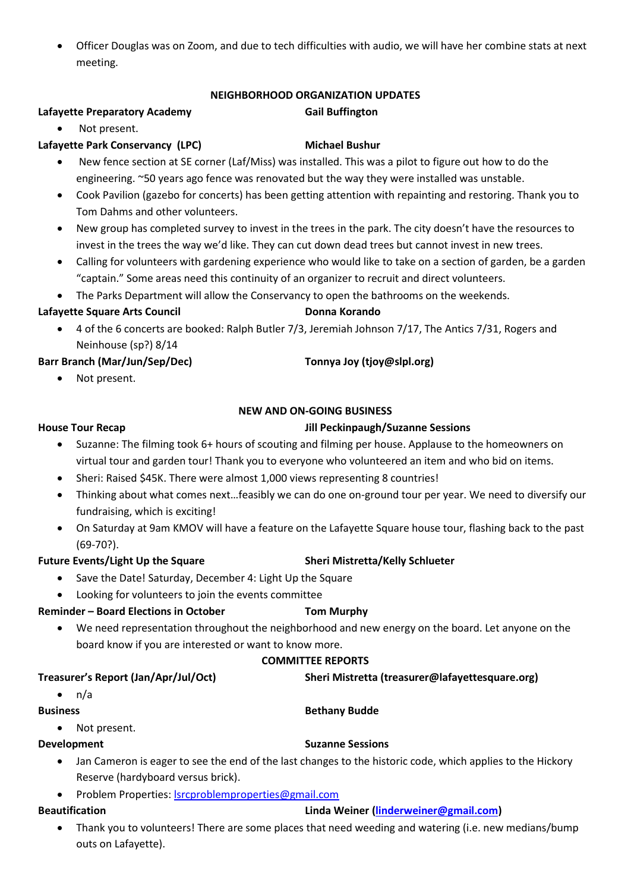- Officer Douglas was on Zoom, and due to tech difficulties with audio, we will have her combine stats at next meeting.

## NEIGHBORHOOD ORGANIZATION UPDATES

**Lafayette Preparatory Academy** **Gail Buffington**

- Not present.

**Lafayette Park Conservancy (LPC)** **Michael Bushur**

- New fence section at SE corner (Laf/Miss) was installed. This was a pilot to figure out how to do the engineering. ~50 years ago fence was renovated but the way they were installed was unstable.
- Cook Pavilion (gazebo for concerts) has been getting attention with repainting and restoring. Thank you to Tom Dahms and other volunteers.
- New group has completed survey to invest in the trees in the park. The city doesn't have the resources to invest in the trees the way we'd like. They can cut down dead trees but cannot invest in new trees.
- Calling for volunteers with gardening experience who would like to take on a section of garden, be a garden "captain." Some areas need this continuity of an organizer to recruit and direct volunteers.
- The Parks Department will allow the Conservancy to open the bathrooms on the weekends.

**Lafayette Square Arts Council** **Donna Korando**

- 4 of the 6 concerts are booked: Ralph Butler 7/3, Jeremiah Johnson 7/17, The Antics 7/31, Rogers and Neinhouse (sp?) 8/14

**Barr Branch (Mar/Jun/Sep/Dec)** **Tonnya Joy (tjoy@slpl.org)**

- Not present.

## NEW AND ON-GOING BUSINESS

**House Tour Recap** **Jill Peckinpaugh/Suzanne Sessions**

- Suzanne: The filming took 6+ hours of scouting and filming per house. Applause to the homeowners on virtual tour and garden tour! Thank you to everyone who volunteered an item and who bid on items.
- Sheri: Raised $45K. There were almost 1,000 views representing 8 countries!
- Thinking about what comes next…feasibly we can do one on-ground tour per year. We need to diversify our fundraising, which is exciting!
- On Saturday at 9am KMOV will have a feature on the Lafayette Square house tour, flashing back to the past (69-70?).

**Future Events/Light Up the Square** **Sheri Mistretta/Kelly Schlueter**

- Save the Date! Saturday, December 4: Light Up the Square
- Looking for volunteers to join the events committee

**Reminder – Board Elections in October** **Tom Murphy**

- We need representation throughout the neighborhood and new energy on the board. Let anyone on the board know if you are interested or want to know more.

## COMMITTEE REPORTS

**Treasurer's Report (Jan/Apr/Jul/Oct)** **Sheri Mistretta (treasurer@lafayettesquare.org)**

- n/a

**Business** **Bethany Budde**

- Not present.

**Development** **Suzanne Sessions**

- Jan Cameron is eager to see the end of the last changes to the historic code, which applies to the Hickory Reserve (hardyboard versus brick).
- Problem Properties: lsrcproblemproperties@gmail.com

**Beautification** **Linda Weiner (linderweiner@gmail.com)**

- Thank you to volunteers! There are some places that need weeding and watering (i.e. new medians/bump outs on Lafayette).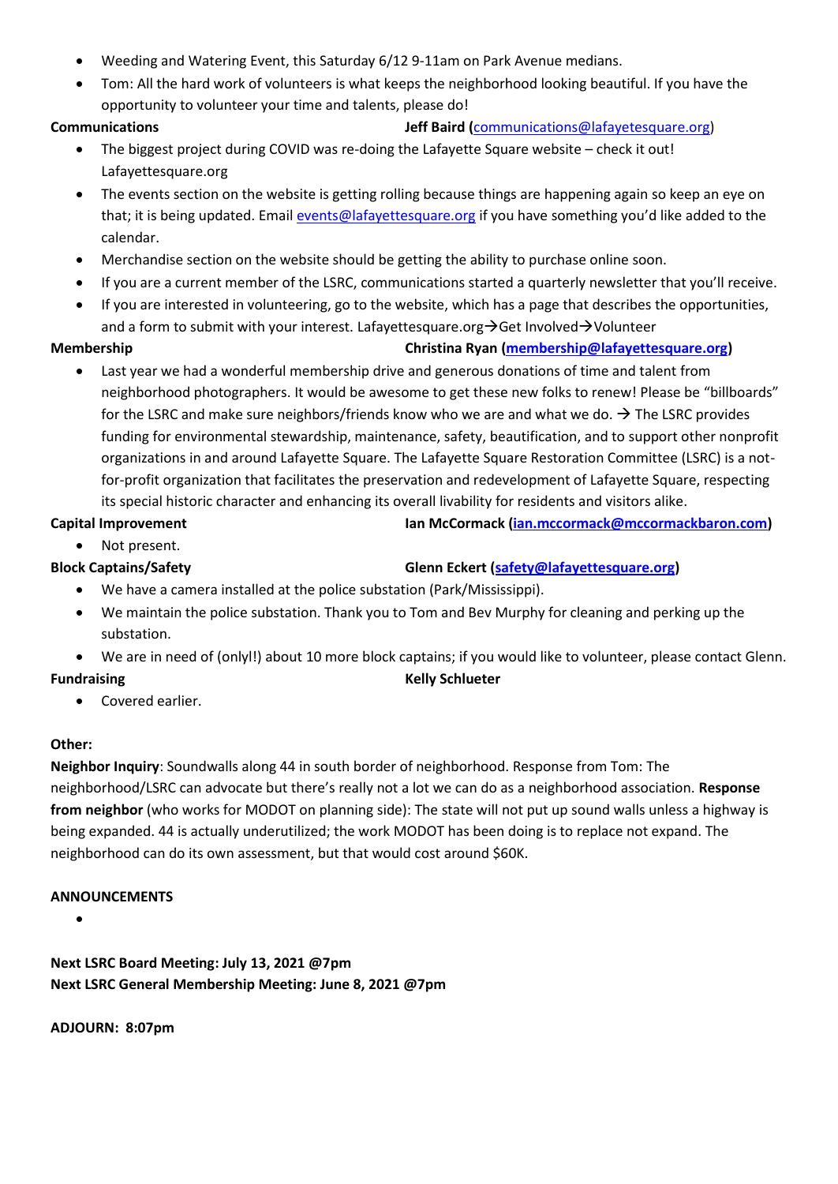- Weeding and Watering Event, this Saturday 6/12 9-11am on Park Avenue medians.
- Tom: All the hard work of volunteers is what keeps the neighborhood looking beautiful. If you have the opportunity to volunteer your time and talents, please do!

**Communications** **Jeff Baird (**communications@lafayetesquare.org)

- The biggest project during COVID was re-doing the Lafayette Square website – check it out! Lafayettesquare.org
- The events section on the website is getting rolling because things are happening again so keep an eye on that; it is being updated. Email events@lafayettesquare.org if you have something you'd like added to the calendar.
- Merchandise section on the website should be getting the ability to purchase online soon.
- If you are a current member of the LSRC, communications started a quarterly newsletter that you'll receive.
- If you are interested in volunteering, go to the website, which has a page that describes the opportunities, and a form to submit with your interest. Lafayettesquare.org→Get Involved→Volunteer

**Membership** **Christina Ryan (membership@lafayettesquare.org)**

- Last year we had a wonderful membership drive and generous donations of time and talent from neighborhood photographers. It would be awesome to get these new folks to renew! Please be "billboards" for the LSRC and make sure neighbors/friends know who we are and what we do. → The LSRC provides funding for environmental stewardship, maintenance, safety, beautification, and to support other nonprofit organizations in and around Lafayette Square. The Lafayette Square Restoration Committee (LSRC) is a not-for-profit organization that facilitates the preservation and redevelopment of Lafayette Square, respecting its special historic character and enhancing its overall livability for residents and visitors alike.

**Capital Improvement** **Ian McCormack (ian.mccormack@mccormackbaron.com)**

- Not present.

**Block Captains/Safety** **Glenn Eckert (safety@lafayettesquare.org)**

- We have a camera installed at the police substation (Park/Mississippi).
- We maintain the police substation. Thank you to Tom and Bev Murphy for cleaning and perking up the substation.
- We are in need of (only!!) about 10 more block captains; if you would like to volunteer, please contact Glenn.

**Fundraising** **Kelly Schlueter**

- Covered earlier.

**Other:**

**Neighbor Inquiry**: Soundwalls along 44 in south border of neighborhood. Response from Tom: The neighborhood/LSRC can advocate but there's really not a lot we can do as a neighborhood association. **Response from neighbor** (who works for MODOT on planning side): The state will not put up sound walls unless a highway is being expanded. 44 is actually underutilized; the work MODOT has been doing is to replace not expand. The neighborhood can do its own assessment, but that would cost around $60K.

**ANNOUNCEMENTS**

- 

**Next LSRC Board Meeting: July 13, 2021 @7pm**
**Next LSRC General Membership Meeting: June 8, 2021 @7pm**

**ADJOURN: 8:07pm**